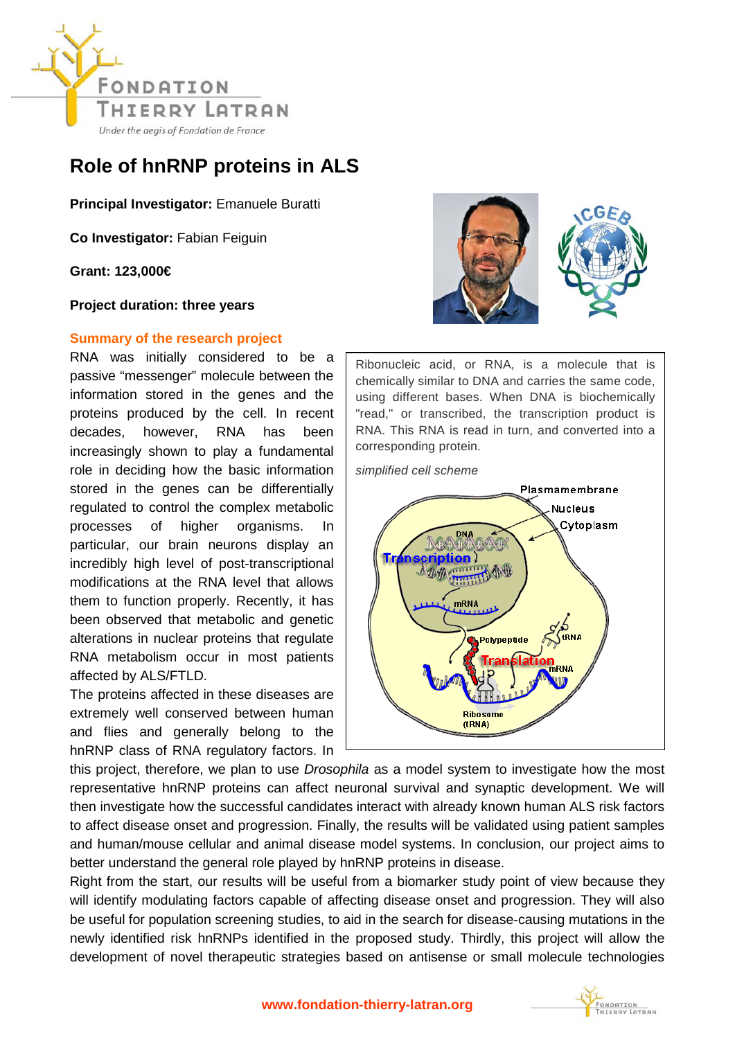# Role of hnRNP proteins in ALS

**Principal Investigator:** Emanuele Buratti

**Co Investigator:** Fabian Feiguin

**Grant: 123,000€**

**Project duration: three years**

## Summary of the research project

RNA was initially considered to be a passive "messenger" molecule between the information stored in the genes and the proteins produced by the cell. In recent decades, however, RNA has been increasingly shown to play a fundamental role in deciding how the basic information stored in the genes can be differentially regulated to control the complex metabolic processes of higher organisms. In particular, our brain neurons display an incredibly high level of post-transcriptional modifications at the RNA level that allows them to function properly. Recently, it has been observed that metabolic and genetic alterations in nuclear proteins that regulate RNA metabolism occur in most patients affected by ALS/FTLD.

The proteins affected in these diseases are extremely well conserved between human and flies and generally belong to the hnRNP class of RNA regulatory factors. In this project, therefore, we plan to use *Drosophila* as a model system to investigate how the most representative hnRNP proteins can affect neuronal survival and synaptic development. We will then investigate how the successful candidates interact with already known human ALS risk factors to affect disease onset and progression. Finally, the results will be validated using patient samples and human/mouse cellular and animal disease model systems. In conclusion, our project aims to better understand the general role played by hnRNP proteins in disease.

Right from the start, our results will be useful from a biomarker study point of view because they will identify modulating factors capable of affecting disease onset and progression. They will also be useful for population screening studies, to aid in the search for disease-causing mutations in the newly identified risk hnRNPs identified in the proposed study. Thirdly, this project will allow the development of novel therapeutic strategies based on antisense or small molecule technologies

> Ribonucleic acid, or RNA, is a molecule that is chemically similar to DNA and carries the same code, using different bases. When DNA is biochemically "read," or transcribed, the transcription product is RNA. This RNA is read in turn, and converted into a corresponding protein.
>
> *simplified cell scheme*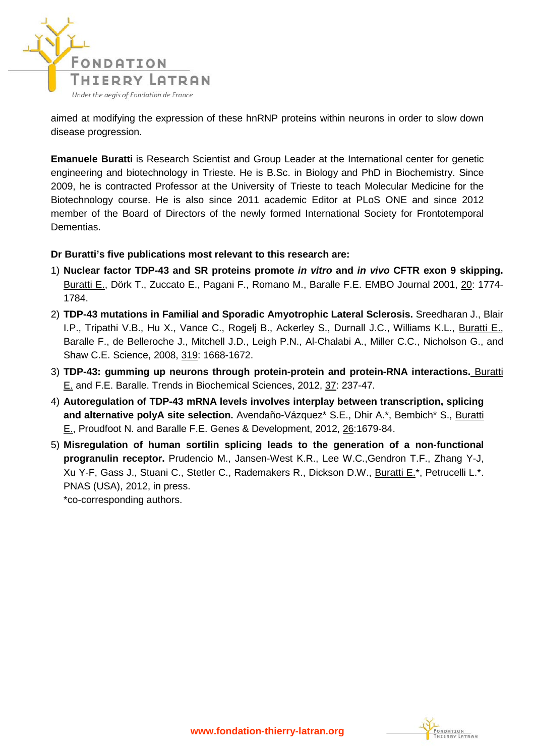aimed at modifying the expression of these hnRNP proteins within neurons in order to slow down disease progression.

**Emanuele Buratti** is Research Scientist and Group Leader at the International center for genetic engineering and biotechnology in Trieste. He is B.Sc. in Biology and PhD in Biochemistry. Since 2009, he is contracted Professor at the University of Trieste to teach Molecular Medicine for the Biotechnology course. He is also since 2011 academic Editor at PLoS ONE and since 2012 member of the Board of Directors of the newly formed International Society for Frontotemporal Dementias.

**Dr Buratti's five publications most relevant to this research are:**

1) **Nuclear factor TDP-43 and SR proteins promote *in vitro* and *in vivo* CFTR exon 9 skipping.** Buratti E., Dörk T., Zuccato E., Pagani F., Romano M., Baralle F.E. EMBO Journal 2001, 20: 1774-1784.
2) **TDP-43 mutations in Familial and Sporadic Amyotrophic Lateral Sclerosis.** Sreedharan J., Blair I.P., Tripathi V.B., Hu X., Vance C., Rogelj B., Ackerley S., Durnall J.C., Williams K.L., Buratti E., Baralle F., de Belleroche J., Mitchell J.D., Leigh P.N., Al-Chalabi A., Miller C.C., Nicholson G., and Shaw C.E. Science, 2008, 319: 1668-1672.
3) **TDP-43: gumming up neurons through protein-protein and protein-RNA interactions.** Buratti E. and F.E. Baralle. Trends in Biochemical Sciences, 2012, 37: 237-47.
4) **Autoregulation of TDP-43 mRNA levels involves interplay between transcription, splicing and alternative polyA site selection.** Avendaño-Vázquez* S.E., Dhir A.*, Bembich* S., Buratti E., Proudfoot N. and Baralle F.E. Genes & Development, 2012, 26:1679-84.
5) **Misregulation of human sortilin splicing leads to the generation of a non-functional progranulin receptor.** Prudencio M., Jansen-West K.R., Lee W.C.,Gendron T.F., Zhang Y-J, Xu Y-F, Gass J., Stuani C., Stetler C., Rademakers R., Dickson D.W., Buratti E.*, Petrucelli L.*. PNAS (USA), 2012, in press.
   *co-corresponding authors.